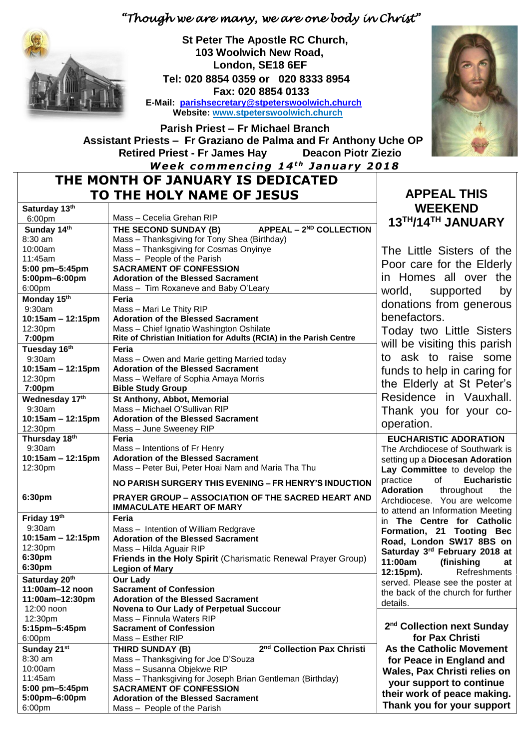*"Though we are many, we are one body in Christ"*

**St Peter The Apostle RC Church,**
**103 Woolwich New Road,**
**London, SE18 6EF**
**Tel: 020 8854 0359 or 020 8333 8954**
**Fax: 020 8854 0133**
**E-Mail: parishsecretary@stpeterswoolwich.church**
**Website: www.stpeterswoolwich.church**

**Parish Priest – Fr Michael Branch**
**Assistant Priests – Fr Graziano de Palma and Fr Anthony Uche OP**
**Retired Priest - Fr James Hay Deacon Piotr Ziezio**

***Week commencing 14th January 2018***

## THE MONTH OF JANUARY IS DEDICATED TO THE HOLY NAME OF JESUS

| | |
|---|---|
| **Saturday 13th** | |
| 6:00pm | Mass – Cecelia Grehan RIP |
| **Sunday 14th** | **THE SECOND SUNDAY (B) APPEAL – 2ND COLLECTION** |
| 8:30 am | Mass – Thanksgiving for Tony Shea (Birthday) |
| 10:00am | Mass – Thanksgiving for Cosmas Onyinye |
| 11:45am | Mass – People of the Parish |
| **5:00 pm–5:45pm** | **SACRAMENT OF CONFESSION** |
| **5:00pm–6:00pm** | **Adoration of the Blessed Sacrament** |
| 6:00pm | Mass – Tim Roxaneve and Baby O'Leary |
| **Monday 15th** | **Feria** |
| 9:30am | Mass – Mari Le Thity RIP |
| **10:15am – 12:15pm** | **Adoration of the Blessed Sacrament** |
| 12:30pm | Mass – Chief Ignatio Washington Oshilate |
| **7:00pm** | **Rite of Christian Initiation for Adults (RCIA) in the Parish Centre** |
| **Tuesday 16th** | **Feria** |
| 9:30am | Mass – Owen and Marie getting Married today |
| **10:15am – 12:15pm** | **Adoration of the Blessed Sacrament** |
| 12:30pm | Mass – Welfare of Sophia Amaya Morris |
| **7:00pm** | **Bible Study Group** |
| **Wednesday 17th** | **St Anthony, Abbot, Memorial** |
| 9:30am | Mass – Michael O'Sullivan RIP |
| **10:15am – 12:15pm** | **Adoration of the Blessed Sacrament** |
| 12:30pm | Mass – June Sweeney RIP |
| **Thursday 18th** | **Feria** |
| 9:30am | Mass – Intentions of Fr Henry |
| **10:15am – 12:15pm** | **Adoration of the Blessed Sacrament** |
| 12:30pm | Mass – Peter Bui, Peter Hoai Nam and Maria Tha Thu |
| | **NO PARISH SURGERY THIS EVENING – FR HENRY'S INDUCTION** |
| **6:30pm** | **PRAYER GROUP – ASSOCIATION OF THE SACRED HEART AND IMMACULATE HEART OF MARY** |
| **Friday 19th** | **Feria** |
| 9:30am | Mass – Intention of William Redgrave |
| **10:15am – 12:15pm** | **Adoration of the Blessed Sacrament** |
| 12:30pm | Mass – Hilda Aguair RIP |
| **6:30pm** | **Friends in the Holy Spirit** (Charismatic Renewal Prayer Group) |
| **6:30pm** | **Legion of Mary** |
| **Saturday 20th** | **Our Lady** |
| **11:00am–12 noon** | **Sacrament of Confession** |
| **11:00am–12:30pm** | **Adoration of the Blessed Sacrament** |
| 12:00 noon | **Novena to Our Lady of Perpetual Succour** |
| 12:30pm | Mass – Finnula Waters RIP |
| **5:15pm–5:45pm** | **Sacrament of Confession** |
| 6:00pm | Mass – Esther RIP |
| **Sunday 21st** | **THIRD SUNDAY (B) 2nd Collection Pax Christi** |
| 8:30 am | Mass – Thanksgiving for Joe D'Souza |
| 10:00am | Mass – Susanna Objekwe RIP |
| 11:45am | Mass – Thanksgiving for Joseph Brian Gentleman (Birthday) |
| **5:00 pm–5:45pm** | **SACRAMENT OF CONFESSION** |
| **5:00pm–6:00pm** | **Adoration of the Blessed Sacrament** |
| 6:00pm | Mass – People of the Parish |

## APPEAL THIS WEEKEND 13TH/14TH JANUARY

The Little Sisters of the Poor care for the Elderly in Homes all over the world, supported by donations from generous benefactors.

Today two Little Sisters will be visiting this parish to ask to raise some funds to help in caring for the Elderly at St Peter's Residence in Vauxhall. Thank you for your co-operation.

**EUCHARISTIC ADORATION**

The Archdiocese of Southwark is setting up a **Diocesan Adoration Lay Committee** to develop the practice of **Eucharistic Adoration** throughout the Archdiocese. You are welcome to attend an Information Meeting in **The Centre for Catholic Formation, 21 Tooting Bec Road, London SW17 8BS on Saturday 3rd February 2018 at 11:00am (finishing at 12:15pm).** Refreshments served. Please see the poster at the back of the church for further details.

**2nd Collection next Sunday for Pax Christi**
**As the Catholic Movement for Peace in England and Wales, Pax Christi relies on your support to continue their work of peace making. Thank you for your support**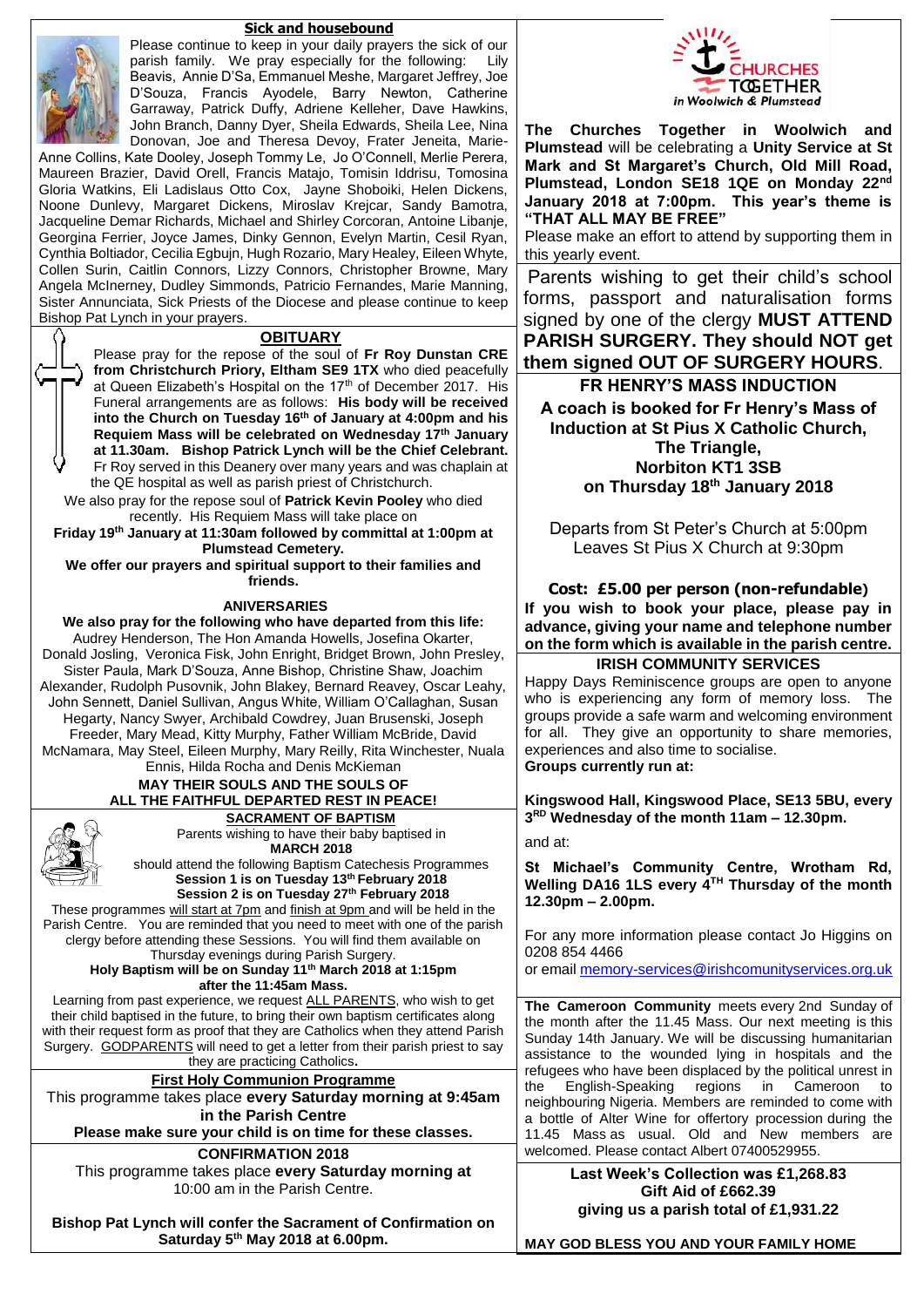## Sick and housebound

Please continue to keep in your daily prayers the sick of our parish family. We pray especially for the following: Lily Beavis, Annie D'Sa, Emmanuel Meshe, Margaret Jeffrey, Joe D'Souza, Francis Ayodele, Barry Newton, Catherine Garraway, Patrick Duffy, Adriene Kelleher, Dave Hawkins, John Branch, Danny Dyer, Sheila Edwards, Sheila Lee, Nina Donovan, Joe and Theresa Devoy, Frater Jeneita, Marie-Anne Collins, Kate Dooley, Joseph Tommy Le, Jo O'Connell, Merlie Perera, Maureen Brazier, David Orell, Francis Matajo, Tomisin Iddrisu, Tomosina Gloria Watkins, Eli Ladislaus Otto Cox, Jayne Shoboiki, Helen Dickens, Noone Dunlevy, Margaret Dickens, Miroslav Krejcar, Sandy Bamotra, Jacqueline Demar Richards, Michael and Shirley Corcoran, Antoine Libanje, Georgina Ferrier, Joyce James, Dinky Gennon, Evelyn Martin, Cesil Ryan, Cynthia Boltiador, Cecilia Egbujn, Hugh Rozario, Mary Healey, Eileen Whyte, Collen Surin, Caitlin Connors, Lizzy Connors, Christopher Browne, Mary Angela McInerney, Dudley Simmonds, Patricio Fernandes, Marie Manning, Sister Annunciata, Sick Priests of the Diocese and please continue to keep Bishop Pat Lynch in your prayers.

## OBITUARY

Please pray for the repose of the soul of **Fr Roy Dunstan CRE from Christchurch Priory, Eltham SE9 1TX** who died peacefully at Queen Elizabeth's Hospital on the 17th of December 2017. His Funeral arrangements are as follows: **His body will be received into the Church on Tuesday 16th of January at 4:00pm and his Requiem Mass will be celebrated on Wednesday 17th January at 11.30am. Bishop Patrick Lynch will be the Chief Celebrant.** Fr Roy served in this Deanery over many years and was chaplain at the QE hospital as well as parish priest of Christchurch.

We also pray for the repose soul of **Patrick Kevin Pooley** who died recently. His Requiem Mass will take place on

**Friday 19th January at 11:30am followed by committal at 1:00pm at Plumstead Cemetery.**

**We offer our prayers and spiritual support to their families and friends.**

## ANIVERSARIES

**We also pray for the following who have departed from this life:**

Audrey Henderson, The Hon Amanda Howells, Josefina Okarter, Donald Josling, Veronica Fisk, John Enright, Bridget Brown, John Presley, Sister Paula, Mark D'Souza, Anne Bishop, Christine Shaw, Joachim Alexander, Rudolph Pusovnik, John Blakey, Bernard Reavey, Oscar Leahy, John Sennett, Daniel Sullivan, Angus White, William O'Callaghan, Susan Hegarty, Nancy Swyer, Archibald Cowdrey, Juan Brusenski, Joseph Freeder, Mary Mead, Kitty Murphy, Father William McBride, David McNamara, May Steel, Eileen Murphy, Mary Reilly, Rita Winchester, Nuala Ennis, Hilda Rocha and Denis McKieman

**MAY THEIR SOULS AND THE SOULS OF ALL THE FAITHFUL DEPARTED REST IN PEACE!**

## SACRAMENT OF BAPTISM

Parents wishing to have their baby baptised in **MARCH 2018** should attend the following Baptism Catechesis Programmes

**Session 1 is on Tuesday 13th February 2018**
**Session 2 is on Tuesday 27th February 2018**

These programmes will start at 7pm and finish at 9pm and will be held in the Parish Centre. You are reminded that you need to meet with one of the parish clergy before attending these Sessions. You will find them available on Thursday evenings during Parish Surgery.

**Holy Baptism will be on Sunday 11th March 2018 at 1:15pm after the 11:45am Mass.**

Learning from past experience, we request ALL PARENTS, who wish to get their child baptised in the future, to bring their own baptism certificates along with their request form as proof that they are Catholics when they attend Parish Surgery. GODPARENTS will need to get a letter from their parish priest to say they are practicing Catholics**.**

## First Holy Communion Programme

This programme takes place **every Saturday morning at 9:45am in the Parish Centre**

**Please make sure your child is on time for these classes.**

## CONFIRMATION 2018

This programme takes place **every Saturday morning at** 10:00 am in the Parish Centre.

**Bishop Pat Lynch will confer the Sacrament of Confirmation on Saturday 5th May 2018 at 6.00pm.**

CHURCHES TOGETHER in Woolwich & Plumstead

**The Churches Together in Woolwich and Plumstead** will be celebrating a **Unity Service at St Mark and St Margaret's Church, Old Mill Road, Plumstead, London SE18 1QE on Monday 22nd January 2018 at 7:00pm. This year's theme is "THAT ALL MAY BE FREE"**

Please make an effort to attend by supporting them in this yearly event.

Parents wishing to get their child's school forms, passport and naturalisation forms signed by one of the clergy **MUST ATTEND PARISH SURGERY. They should NOT get them signed OUT OF SURGERY HOURS**.

## FR HENRY'S MASS INDUCTION

**A coach is booked for Fr Henry's Mass of Induction at St Pius X Catholic Church, The Triangle, Norbiton KT1 3SB on Thursday 18th January 2018**

Departs from St Peter's Church at 5:00pm
Leaves St Pius X Church at 9:30pm

**Cost: £5.00 per person (non-refundable)**

**If you wish to book your place, please pay in advance, giving your name and telephone number on the form which is available in the parish centre.**

## IRISH COMMUNITY SERVICES

Happy Days Reminiscence groups are open to anyone who is experiencing any form of memory loss. The groups provide a safe warm and welcoming environment for all. They give an opportunity to share memories, experiences and also time to socialise.

**Groups currently run at:**

**Kingswood Hall, Kingswood Place, SE13 5BU, every 3RD Wednesday of the month 11am – 12.30pm.**

and at:

**St Michael's Community Centre, Wrotham Rd, Welling DA16 1LS every 4TH Thursday of the month 12.30pm – 2.00pm.**

For any more information please contact Jo Higgins on 0208 854 4466
or email memory-services@irishcomunityservices.org.uk

**The Cameroon Community** meets every 2nd Sunday of the month after the 11.45 Mass. Our next meeting is this Sunday 14th January. We will be discussing humanitarian assistance to the wounded lying in hospitals and the refugees who have been displaced by the political unrest in the English-Speaking regions in Cameroon to neighbouring Nigeria. Members are reminded to come with a bottle of Alter Wine for offertory procession during the 11.45 Mass as usual. Old and New members are welcomed. Please contact Albert 07400529955.

**Last Week's Collection was £1,268.83**
**Gift Aid of £662.39**
**giving us a parish total of £1,931.22**

**MAY GOD BLESS YOU AND YOUR FAMILY HOME**